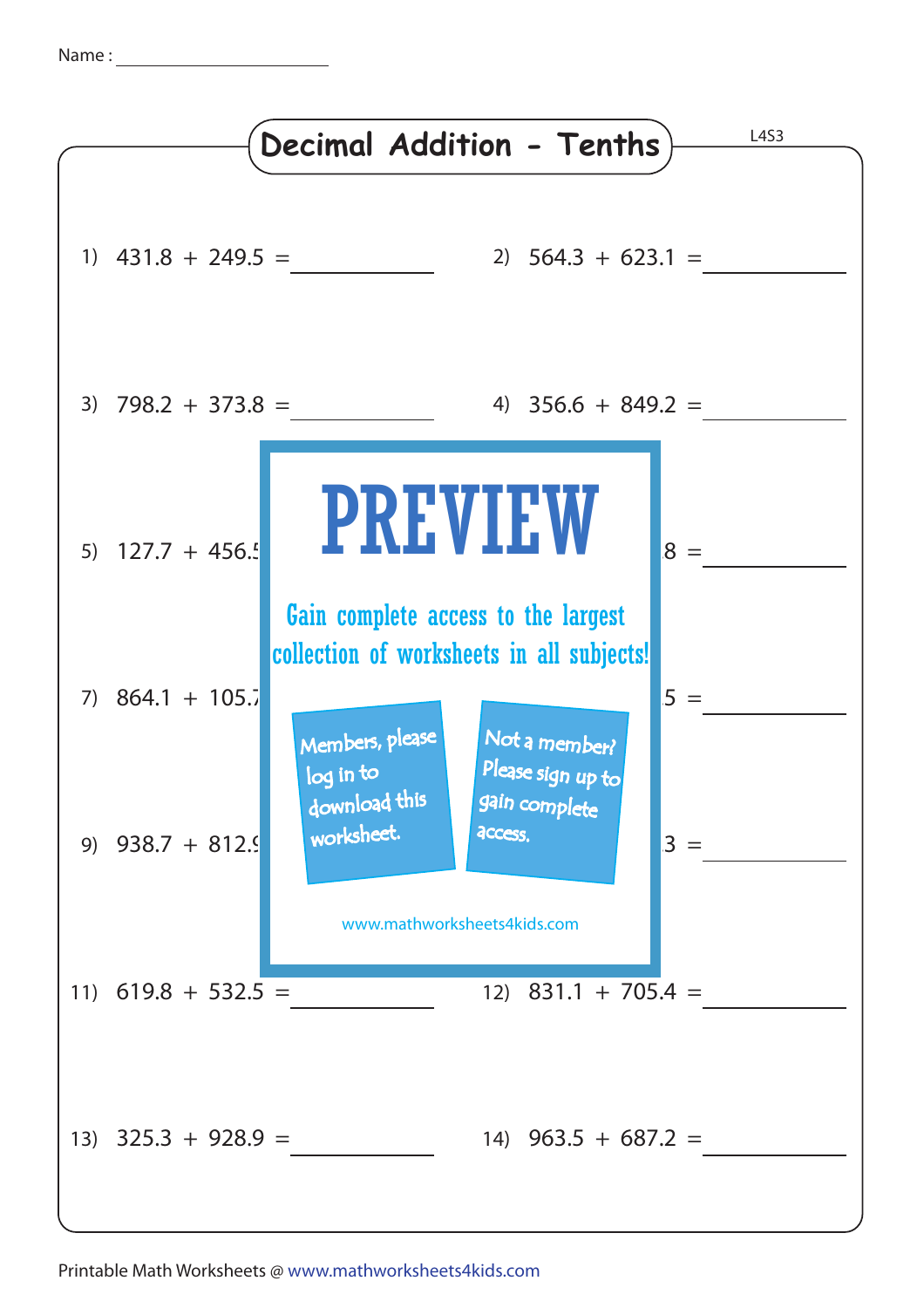Name : ____________________

# Decimal Addition - Tenths

L4S3

1) 431.8 + 249.5 = __________

2) 564.3 + 623.1 = __________

3) 798.2 + 373.8 = __________

4) 356.6 + 849.2 = __________

5) 127.7 + 456.5

8 = __________

7) 864.1 + 105.7

5 = __________

9) 938.7 + 812.9

3 = __________

PREVIEW

Gain complete access to the largest collection of worksheets in all subjects!

Members, please log in to download this worksheet.

Not a member? Please sign up to gain complete access.

www.mathworksheets4kids.com

11) 619.8 + 532.5 = __________

12) 831.1 + 705.4 = __________

13) 325.3 + 928.9 = __________

14) 963.5 + 687.2 = __________

Printable Math Worksheets @ www.mathworksheets4kids.com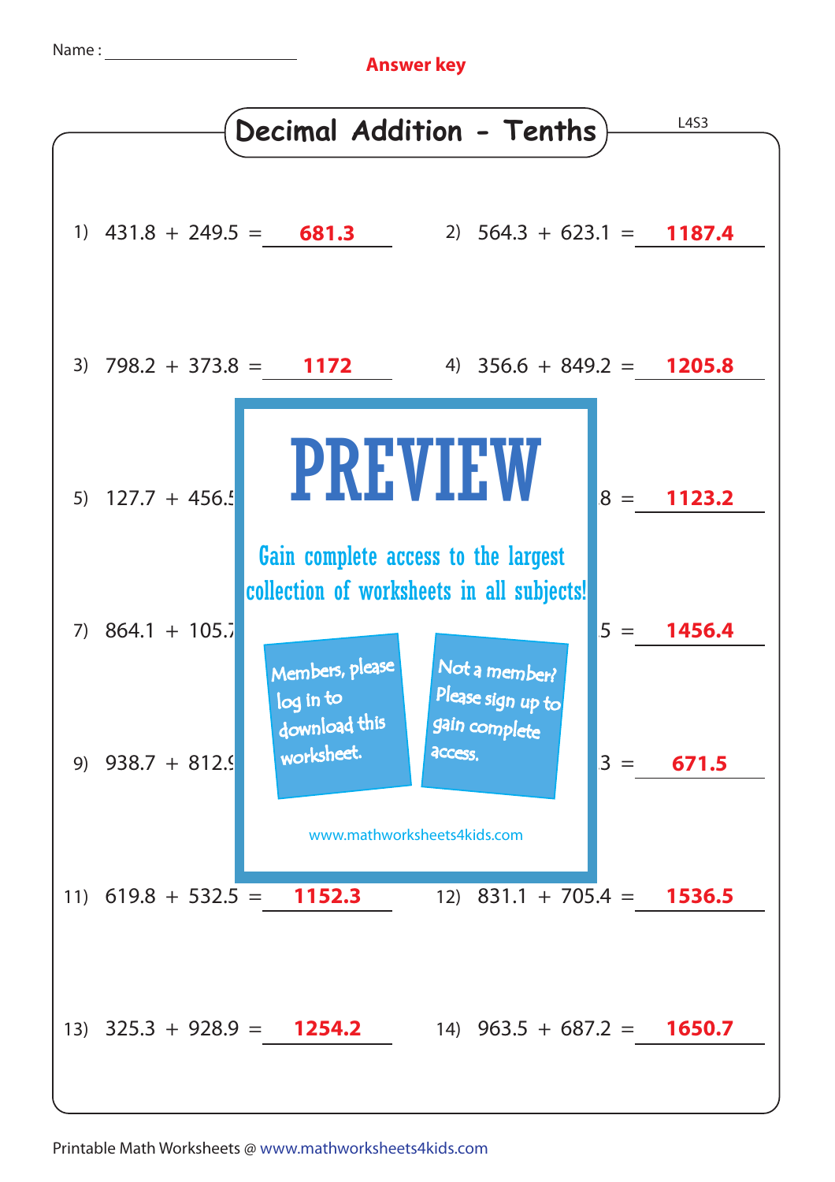Name :

**Answer key**

# Decimal Addition - Tenths

L4S3

1) 431.8 + 249.5 = **681.3**

2) 564.3 + 623.1 = **1187.4**

3) 798.2 + 373.8 = **1172**

4) 356.6 + 849.2 = **1205.8**

5) 127.7 + 456.5

8 = **1123.2**

PREVIEW

Gain complete access to the largest collection of worksheets in all subjects!

Members, please log in to download this worksheet.

Not a member? Please sign up to gain complete access.

www.mathworksheets4kids.com

7) 864.1 + 105.7

5 = **1456.4**

9) 938.7 + 812.9

3 = **671.5**

11) 619.8 + 532.5 = **1152.3**

12) 831.1 + 705.4 = **1536.5**

13) 325.3 + 928.9 = **1254.2**

14) 963.5 + 687.2 = **1650.7**

Printable Math Worksheets @ www.mathworksheets4kids.com